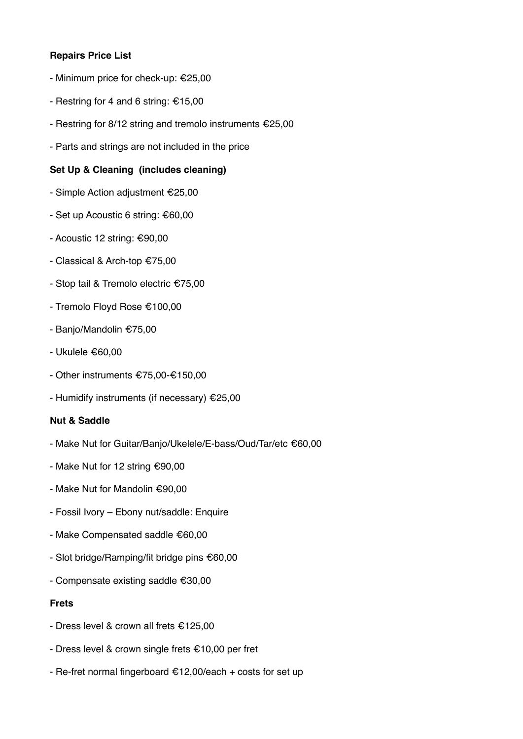**Repairs Price List**

- Minimum price for check-up: €25,00
- Restring for 4 and 6 string: €15,00
- Restring for 8/12 string and tremolo instruments €25,00
- Parts and strings are not included in the price

**Set Up & Cleaning (includes cleaning)**

- Simple Action adjustment €25,00
- Set up Acoustic 6 string: €60,00
- Acoustic 12 string: €90,00
- Classical & Arch-top €75,00
- Stop tail & Tremolo electric €75,00
- Tremolo Floyd Rose €100,00
- Banjo/Mandolin €75,00
- Ukulele €60,00
- Other instruments €75,00-€150,00
- Humidify instruments (if necessary) €25,00

**Nut & Saddle**

- Make Nut for Guitar/Banjo/Ukelele/E-bass/Oud/Tar/etc €60,00
- Make Nut for 12 string €90,00
- Make Nut for Mandolin €90,00
- Fossil Ivory – Ebony nut/saddle: Enquire
- Make Compensated saddle €60,00
- Slot bridge/Ramping/fit bridge pins €60,00
- Compensate existing saddle €30,00

**Frets**

- Dress level & crown all frets €125,00
- Dress level & crown single frets €10,00 per fret
- Re-fret normal fingerboard €12,00/each + costs for set up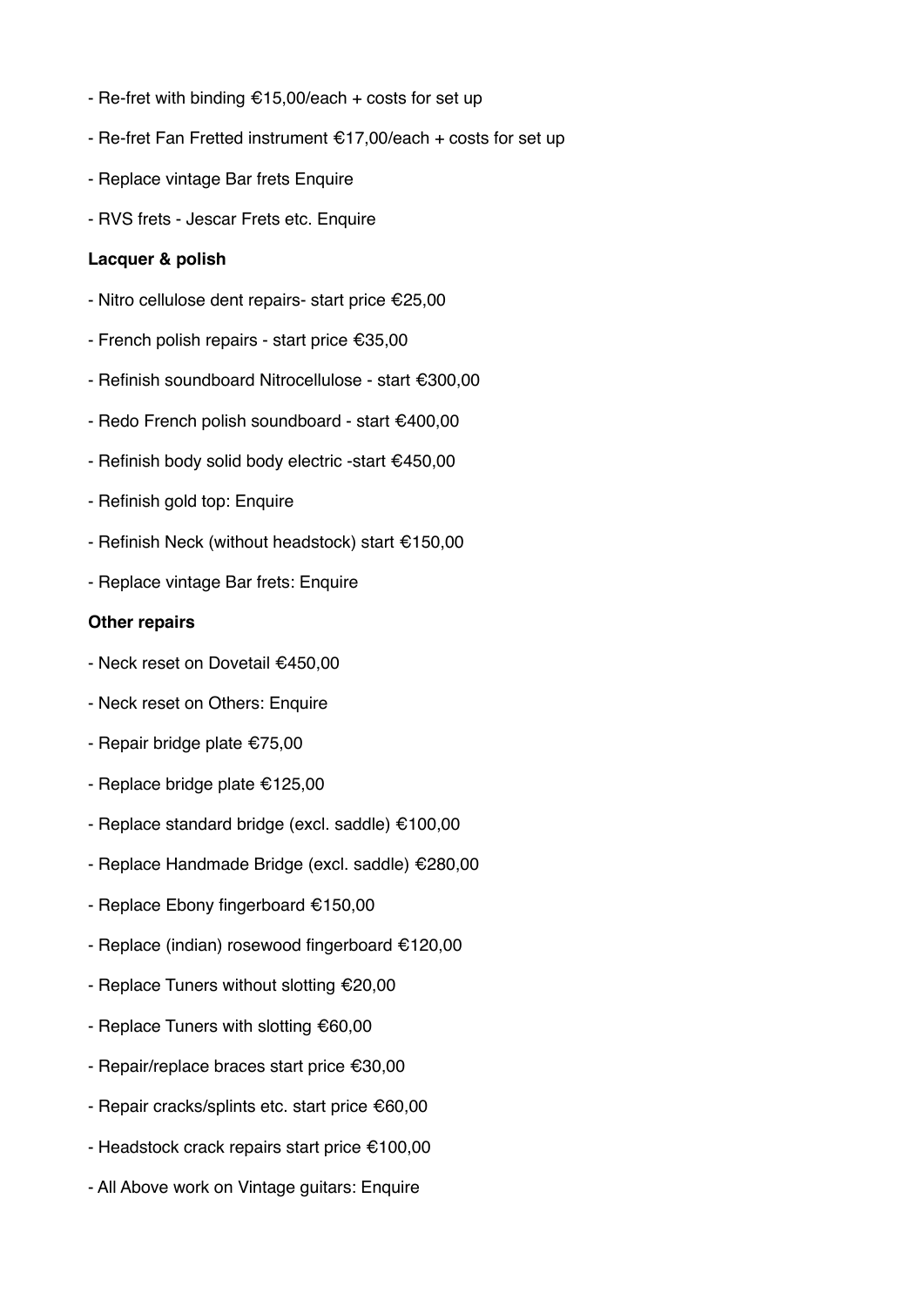- Re-fret with binding €15,00/each + costs for set up
- Re-fret Fan Fretted instrument €17,00/each + costs for set up
- Replace vintage Bar frets Enquire
- RVS frets - Jescar Frets etc. Enquire

**Lacquer & polish**

- Nitro cellulose dent repairs- start price €25,00
- French polish repairs - start price €35,00
- Refinish soundboard Nitrocellulose - start €300,00
- Redo French polish soundboard - start €400,00
- Refinish body solid body electric -start €450,00
- Refinish gold top: Enquire
- Refinish Neck (without headstock) start €150,00
- Replace vintage Bar frets: Enquire

**Other repairs**

- Neck reset on Dovetail €450,00
- Neck reset on Others: Enquire
- Repair bridge plate €75,00
- Replace bridge plate €125,00
- Replace standard bridge (excl. saddle) €100,00
- Replace Handmade Bridge (excl. saddle) €280,00
- Replace Ebony fingerboard €150,00
- Replace (indian) rosewood fingerboard €120,00
- Replace Tuners without slotting €20,00
- Replace Tuners with slotting €60,00
- Repair/replace braces start price €30,00
- Repair cracks/splints etc. start price €60,00
- Headstock crack repairs start price €100,00
- All Above work on Vintage guitars: Enquire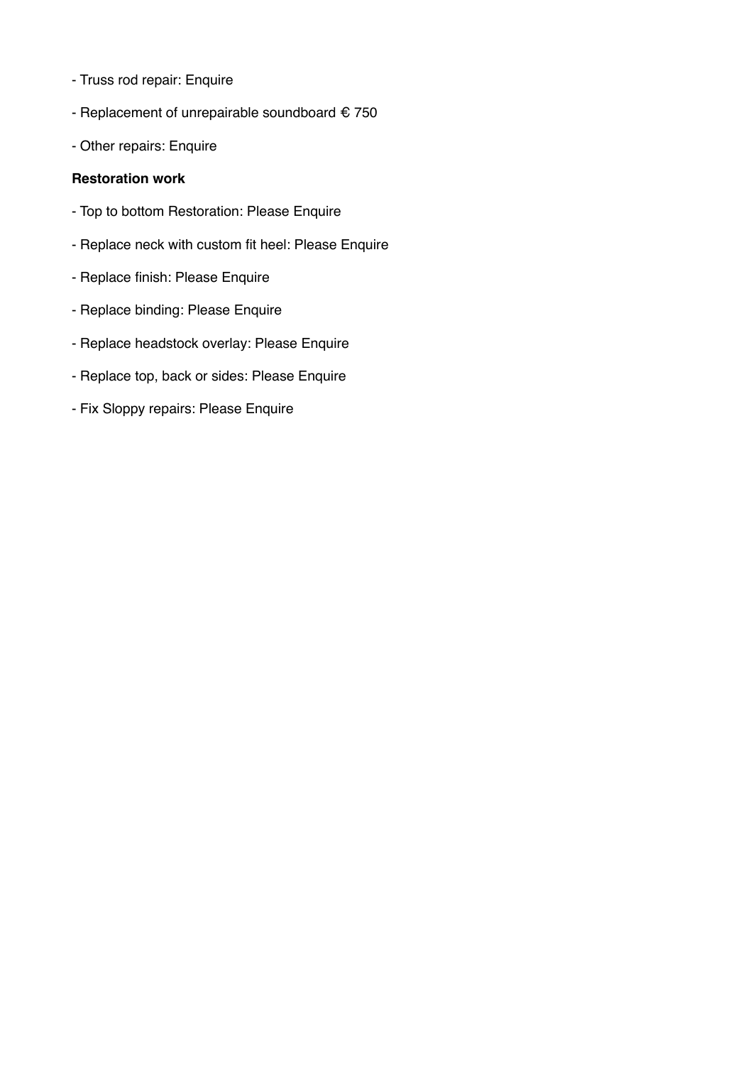- Truss rod repair: Enquire

- Replacement of unrepairable soundboard € 750

- Other repairs: Enquire

**Restoration work**

- Top to bottom Restoration: Please Enquire

- Replace neck with custom fit heel: Please Enquire

- Replace finish: Please Enquire

- Replace binding: Please Enquire

- Replace headstock overlay: Please Enquire

- Replace top, back or sides: Please Enquire

- Fix Sloppy repairs: Please Enquire